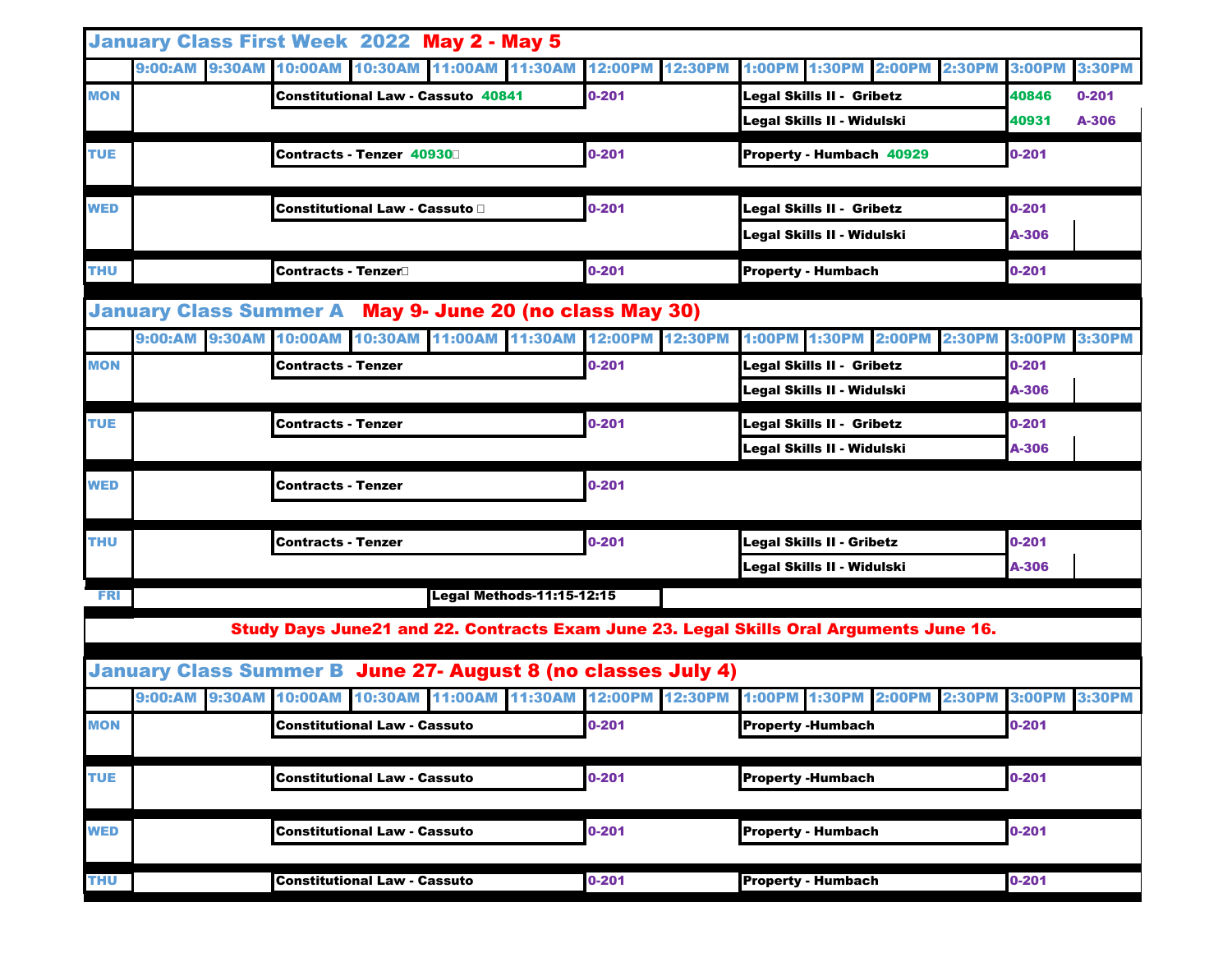## January Class First Week 2022 May 2 - May 5

| | 9:00AM | 9:30AM | 10:00AM | 10:30AM | 11:00AM | 11:30AM | 12:00PM | 12:30PM | 1:00PM | 1:30PM | 2:00PM | 2:30PM | 3:00PM | 3:30PM |
|---|---|---|---|---|---|---|---|---|---|---|---|---|---|---|
| MON | | | Constitutional Law - Cassuto 40841 | | | | 0-201 | | Legal Skills II - Gribetz | | | | 40846 | 0-201 |
| | | | | | | | | | Legal Skills II - Widulski | | | | 40931 | A-306 |
| TUE | | | Contracts - Tenzer 40930 | | | | 0-201 | | Property - Humbach 40929 | | | | 0-201 | |
| WED | | | Constitutional Law - Cassuto | | | | 0-201 | | Legal Skills II - Gribetz | | | | 0-201 | |
| | | | | | | | | | Legal Skills II - Widulski | | | | A-306 | |
| THU | | | Contracts - Tenzer | | | | 0-201 | | Property - Humbach | | | | 0-201 | |

## January Class Summer A May 9- June 20 (no class May 30)

| | 9:00AM | 9:30AM | 10:00AM | 10:30AM | 11:00AM | 11:30AM | 12:00PM | 12:30PM | 1:00PM | 1:30PM | 2:00PM | 2:30PM | 3:00PM | 3:30PM |
|---|---|---|---|---|---|---|---|---|---|---|---|---|---|---|
| MON | | | Contracts - Tenzer | | | | 0-201 | | Legal Skills II - Gribetz | | | | 0-201 | |
| | | | | | | | | | Legal Skills II - Widulski | | | | A-306 | |
| TUE | | | Contracts - Tenzer | | | | 0-201 | | Legal Skills II - Gribetz | | | | 0-201 | |
| | | | | | | | | | Legal Skills II - Widulski | | | | A-306 | |
| WED | | | Contracts - Tenzer | | | | 0-201 | | | | | | | |
| THU | | | Contracts - Tenzer | | | | 0-201 | | Legal Skills II - Gribetz | | | | 0-201 | |
| | | | | | | | | | Legal Skills II - Widulski | | | | A-306 | |
| FRI | | | | | Legal Methods-11:15-12:15 | | | | | | | | | |

**Study Days June21 and 22. Contracts Exam June 23. Legal Skills Oral Arguments June 16.**

## January Class Summer B June 27- August 8 (no classes July 4)

| | 9:00AM | 9:30AM | 10:00AM | 10:30AM | 11:00AM | 11:30AM | 12:00PM | 12:30PM | 1:00PM | 1:30PM | 2:00PM | 2:30PM | 3:00PM | 3:30PM |
|---|---|---|---|---|---|---|---|---|---|---|---|---|---|---|
| MON | | | Constitutional Law - Cassuto | | | | 0-201 | | Property -Humbach | | | | 0-201 | |
| TUE | | | Constitutional Law - Cassuto | | | | 0-201 | | Property -Humbach | | | | 0-201 | |
| WED | | | Constitutional Law - Cassuto | | | | 0-201 | | Property - Humbach | | | | 0-201 | |
| THU | | | Constitutional Law - Cassuto | | | | 0-201 | | Property - Humbach | | | | 0-201 | |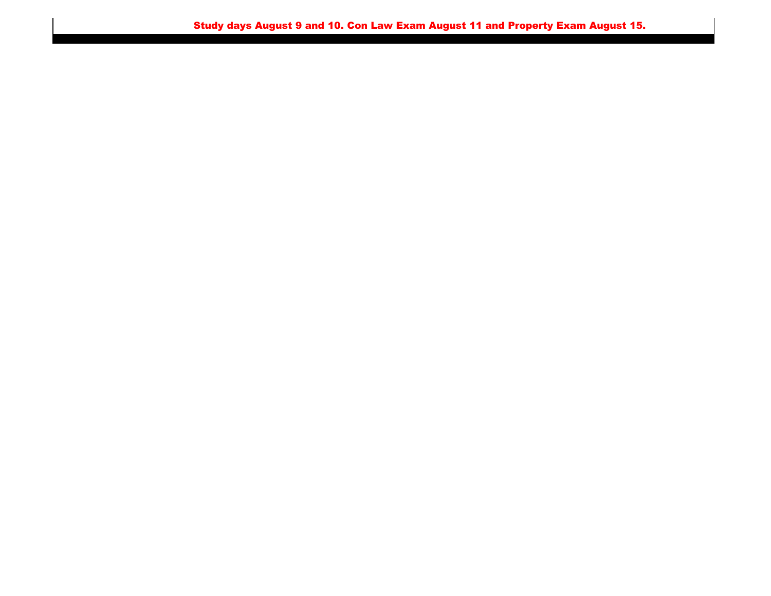**Study days August 9 and 10. Con Law Exam August 11 and Property Exam August 15.**